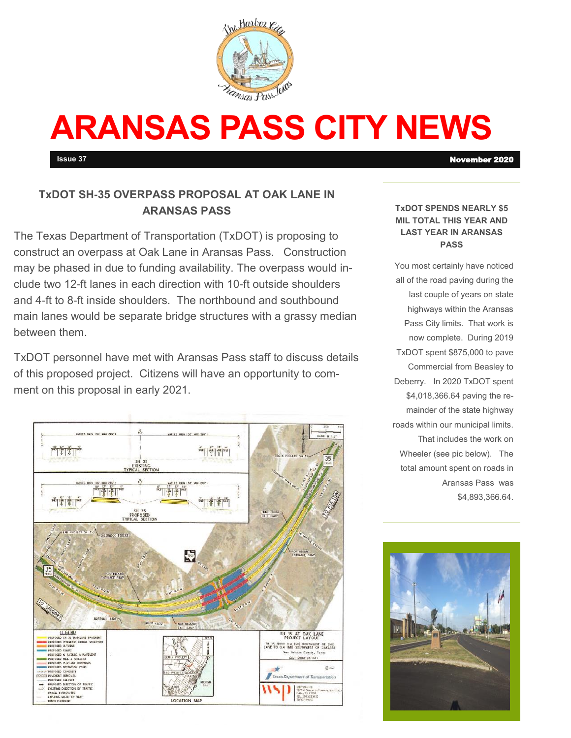# ARANSAS PASS CITY NEWS

**Issue 37** **November 2020**

## TxDOT SH-35 OVERPASS PROPOSAL AT OAK LANE IN ARANSAS PASS

The Texas Department of Transportation (TxDOT) is proposing to construct an overpass at Oak Lane in Aransas Pass. Construction may be phased in due to funding availability. The overpass would include two 12-ft lanes in each direction with 10-ft outside shoulders and 4-ft to 8-ft inside shoulders. The northbound and southbound main lanes would be separate bridge structures with a grassy median between them.

TxDOT personnel have met with Aransas Pass staff to discuss details of this proposed project. Citizens will have an opportunity to comment on this proposal in early 2021.

### TxDOT SPENDS NEARLY $5 MIL TOTAL THIS YEAR AND LAST YEAR IN ARANSAS PASS

You most certainly have noticed all of the road paving during the last couple of years on state highways within the Aransas Pass City limits. That work is now complete. During 2019 TxDOT spent $875,000 to pave Commercial from Beasley to Deberry. In 2020 TxDOT spent $4,018,366.64 paving the remainder of the state highway roads within our municipal limits. That includes the work on Wheeler (see pic below). The total amount spent on roads in Aransas Pass was $4,893,366.64.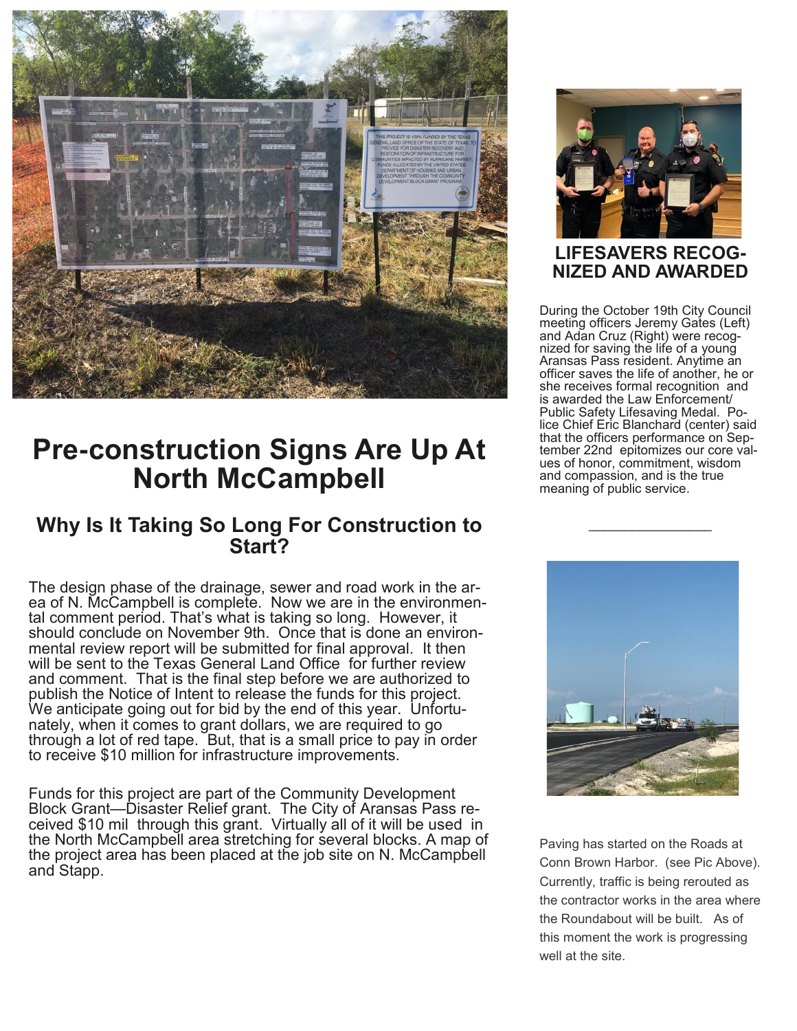# Pre-construction Signs Are Up At North McCampbell

## Why Is It Taking So Long For Construction to Start?

The design phase of the drainage, sewer and road work in the area of N. McCampbell is complete. Now we are in the environmental comment period. That's what is taking so long. However, it should conclude on November 9th. Once that is done an environmental review report will be submitted for final approval. It then will be sent to the Texas General Land Office for further review and comment. That is the final step before we are authorized to publish the Notice of Intent to release the funds for this project. We anticipate going out for bid by the end of this year. Unfortunately, when it comes to grant dollars, we are required to go through a lot of red tape. But, that is a small price to pay in order to receive $10 million for infrastructure improvements.

Funds for this project are part of the Community Development Block Grant—Disaster Relief grant. The City of Aransas Pass received $10 mil through this grant. Virtually all of it will be used in the North McCampbell area stretching for several blocks. A map of the project area has been placed at the job site on N. McCampbell and Stapp.

## LIFESAVERS RECOGNIZED AND AWARDED

During the October 19th City Council meeting officers Jeremy Gates (Left) and Adan Cruz (Right) were recognized for saving the life of a young Aransas Pass resident. Anytime an officer saves the life of another, he or she receives formal recognition and is awarded the Law Enforcement/ Public Safety Lifesaving Medal. Police Chief Eric Blanchard (center) said that the officers performance on September 22nd epitomizes our core values of honor, commitment, wisdom and compassion, and is the true meaning of public service.

---

Paving has started on the Roads at Conn Brown Harbor. (see Pic Above). Currently, traffic is being rerouted as the contractor works in the area where the Roundabout will be built. As of this moment the work is progressing well at the site.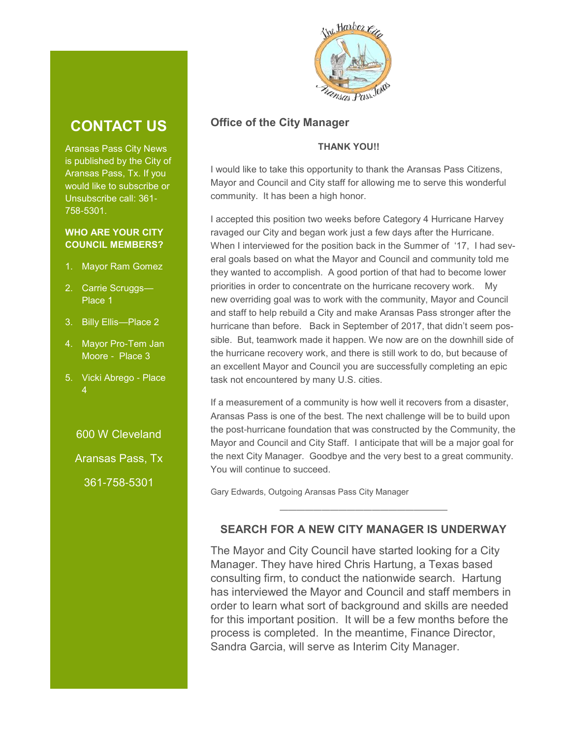## CONTACT US

Aransas Pass City News is published by the City of Aransas Pass, Tx. If you would like to subscribe or Unsubscribe call: 361-758-5301.

**WHO ARE YOUR CITY COUNCIL MEMBERS?**

1. Mayor Ram Gomez
2. Carrie Scruggs—Place 1
3. Billy Ellis—Place 2
4. Mayor Pro-Tem Jan Moore - Place 3
5. Vicki Abrego - Place 4

600 W Cleveland

Aransas Pass, Tx

361-758-5301

## Office of the City Manager

**THANK YOU!!**

I would like to take this opportunity to thank the Aransas Pass Citizens, Mayor and Council and City staff for allowing me to serve this wonderful community. It has been a high honor.

I accepted this position two weeks before Category 4 Hurricane Harvey ravaged our City and began work just a few days after the Hurricane. When I interviewed for the position back in the Summer of '17, I had several goals based on what the Mayor and Council and community told me they wanted to accomplish. A good portion of that had to become lower priorities in order to concentrate on the hurricane recovery work. My new overriding goal was to work with the community, Mayor and Council and staff to help rebuild a City and make Aransas Pass stronger after the hurricane than before. Back in September of 2017, that didn't seem possible. But, teamwork made it happen. We now are on the downhill side of the hurricane recovery work, and there is still work to do, but because of an excellent Mayor and Council you are successfully completing an epic task not encountered by many U.S. cities.

If a measurement of a community is how well it recovers from a disaster, Aransas Pass is one of the best. The next challenge will be to build upon the post-hurricane foundation that was constructed by the Community, the Mayor and Council and City Staff. I anticipate that will be a major goal for the next City Manager. Goodbye and the very best to a great community. You will continue to succeed.

Gary Edwards, Outgoing Aransas Pass City Manager

---

## SEARCH FOR A NEW CITY MANAGER IS UNDERWAY

The Mayor and City Council have started looking for a City Manager. They have hired Chris Hartung, a Texas based consulting firm, to conduct the nationwide search. Hartung has interviewed the Mayor and Council and staff members in order to learn what sort of background and skills are needed for this important position. It will be a few months before the process is completed. In the meantime, Finance Director, Sandra Garcia, will serve as Interim City Manager.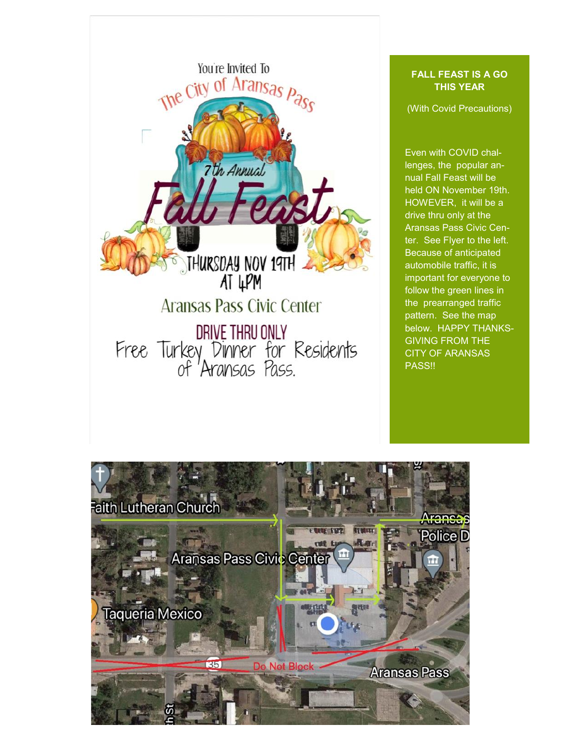You're Invited To

The City of Aransas Pass

7th Annual

Fall Feast

THURSDAY NOV 19TH
AT 4PM

Aransas Pass Civic Center

DRIVE THRU ONLY

Free Turkey Dinner for Residents of Aransas Pass.

**FALL FEAST IS A GO THIS YEAR**

(With Covid Precautions)

Even with COVID challenges, the popular annual Fall Feast will be held ON November 19th. HOWEVER, it will be a drive thru only at the Aransas Pass Civic Center. See Flyer to the left. Because of anticipated automobile traffic, it is important for everyone to follow the green lines in the prearranged traffic pattern. See the map below. HAPPY THANKSGIVING FROM THE CITY OF ARANSAS PASS!!

Faith Lutheran Church

Aransas Pass Police D

Aransas Pass Civic Center

Taqueria Mexico

35

Do Not Block

Aransas Pass